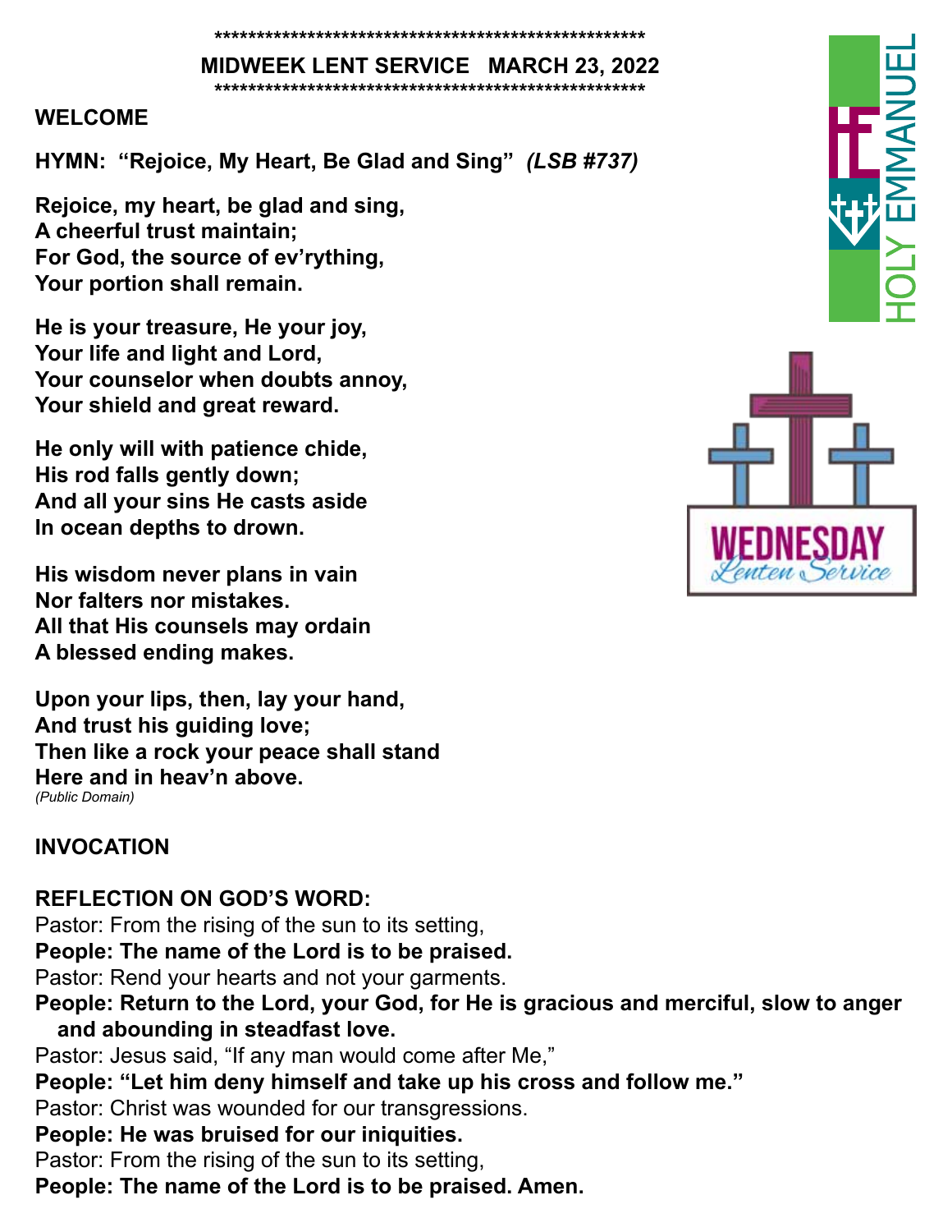****************************************************

## MIDWEEK LENT SERVICE   MARCH 23, 2022

****************************************************

**WELCOME**

**HYMN: "Rejoice, My Heart, Be Glad and Sing"** ***(LSB #737)***

**Rejoice, my heart, be glad and sing,**
**A cheerful trust maintain;**
**For God, the source of ev'rything,**
**Your portion shall remain.**

**He is your treasure, He your joy,**
**Your life and light and Lord,**
**Your counselor when doubts annoy,**
**Your shield and great reward.**

**He only will with patience chide,**
**His rod falls gently down;**
**And all your sins He casts aside**
**In ocean depths to drown.**

**His wisdom never plans in vain**
**Nor falters nor mistakes.**
**All that His counsels may ordain**
**A blessed ending makes.**

**Upon your lips, then, lay your hand,**
**And trust his guiding love;**
**Then like a rock your peace shall stand**
**Here and in heav'n above.**
*(Public Domain)*

**INVOCATION**

**REFLECTION ON GOD'S WORD:**
Pastor: From the rising of the sun to its setting,
**People: The name of the Lord is to be praised.**
Pastor: Rend your hearts and not your garments.
**People: Return to the Lord, your God, for He is gracious and merciful, slow to anger and abounding in steadfast love.**
Pastor: Jesus said, "If any man would come after Me,"
**People: "Let him deny himself and take up his cross and follow me."**
Pastor: Christ was wounded for our transgressions.
**People: He was bruised for our iniquities.**
Pastor: From the rising of the sun to its setting,
**People: The name of the Lord is to be praised. Amen.**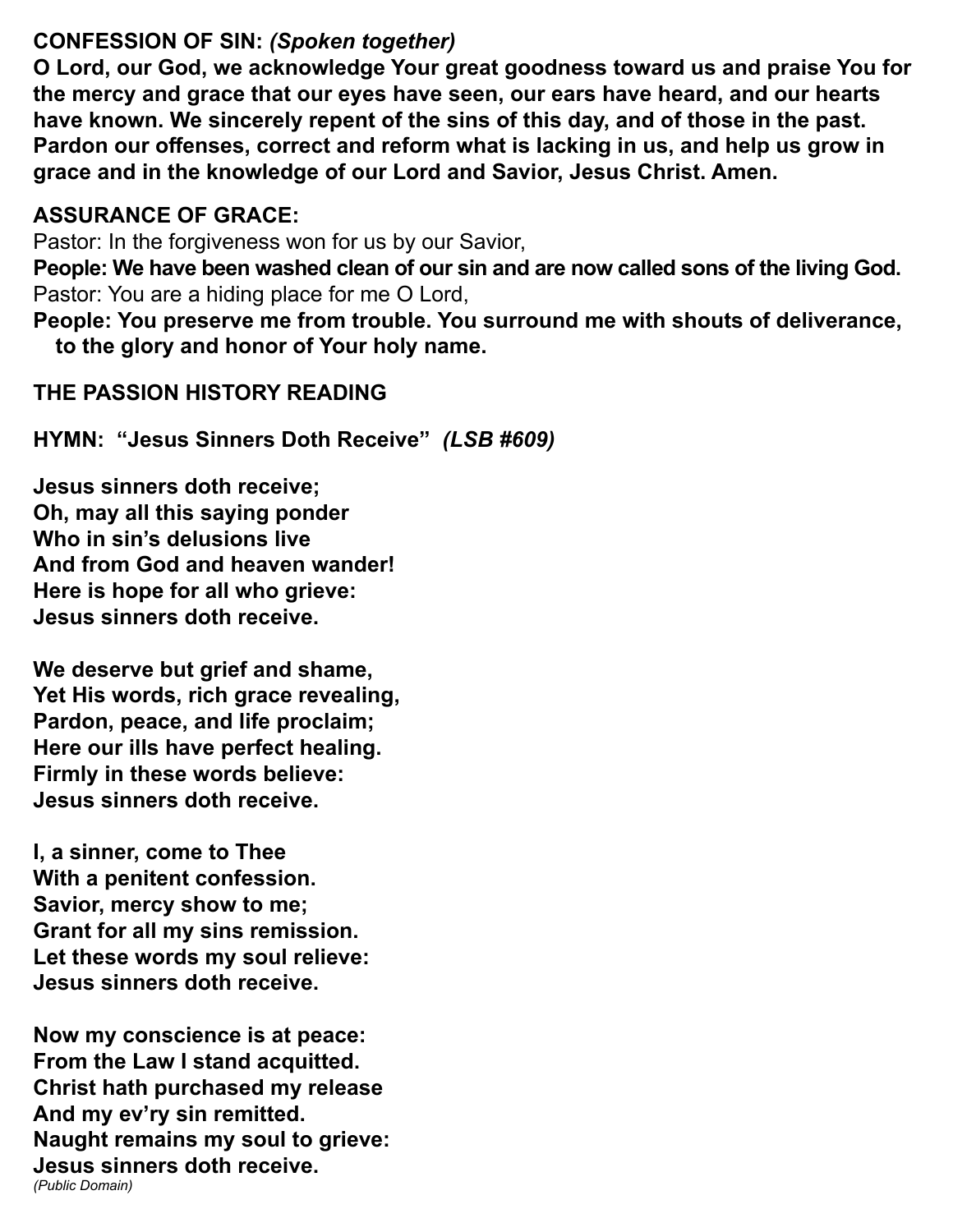**CONFESSION OF SIN:** ***(Spoken together)***

**O Lord, our God, we acknowledge Your great goodness toward us and praise You for the mercy and grace that our eyes have seen, our ears have heard, and our hearts have known. We sincerely repent of the sins of this day, and of those in the past. Pardon our offenses, correct and reform what is lacking in us, and help us grow in grace and in the knowledge of our Lord and Savior, Jesus Christ. Amen.**

**ASSURANCE OF GRACE:**

Pastor: In the forgiveness won for us by our Savior,

**People: We have been washed clean of our sin and are now called sons of the living God.**

Pastor: You are a hiding place for me O Lord,

**People: You preserve me from trouble. You surround me with shouts of deliverance, to the glory and honor of Your holy name.**

**THE PASSION HISTORY READING**

**HYMN: "Jesus Sinners Doth Receive"** ***(LSB #609)***

**Jesus sinners doth receive;**
**Oh, may all this saying ponder**
**Who in sin's delusions live**
**And from God and heaven wander!**
**Here is hope for all who grieve:**
**Jesus sinners doth receive.**

**We deserve but grief and shame,**
**Yet His words, rich grace revealing,**
**Pardon, peace, and life proclaim;**
**Here our ills have perfect healing.**
**Firmly in these words believe:**
**Jesus sinners doth receive.**

**I, a sinner, come to Thee**
**With a penitent confession.**
**Savior, mercy show to me;**
**Grant for all my sins remission.**
**Let these words my soul relieve:**
**Jesus sinners doth receive.**

**Now my conscience is at peace:**
**From the Law I stand acquitted.**
**Christ hath purchased my release**
**And my ev'ry sin remitted.**
**Naught remains my soul to grieve:**
**Jesus sinners doth receive.**

*(Public Domain)*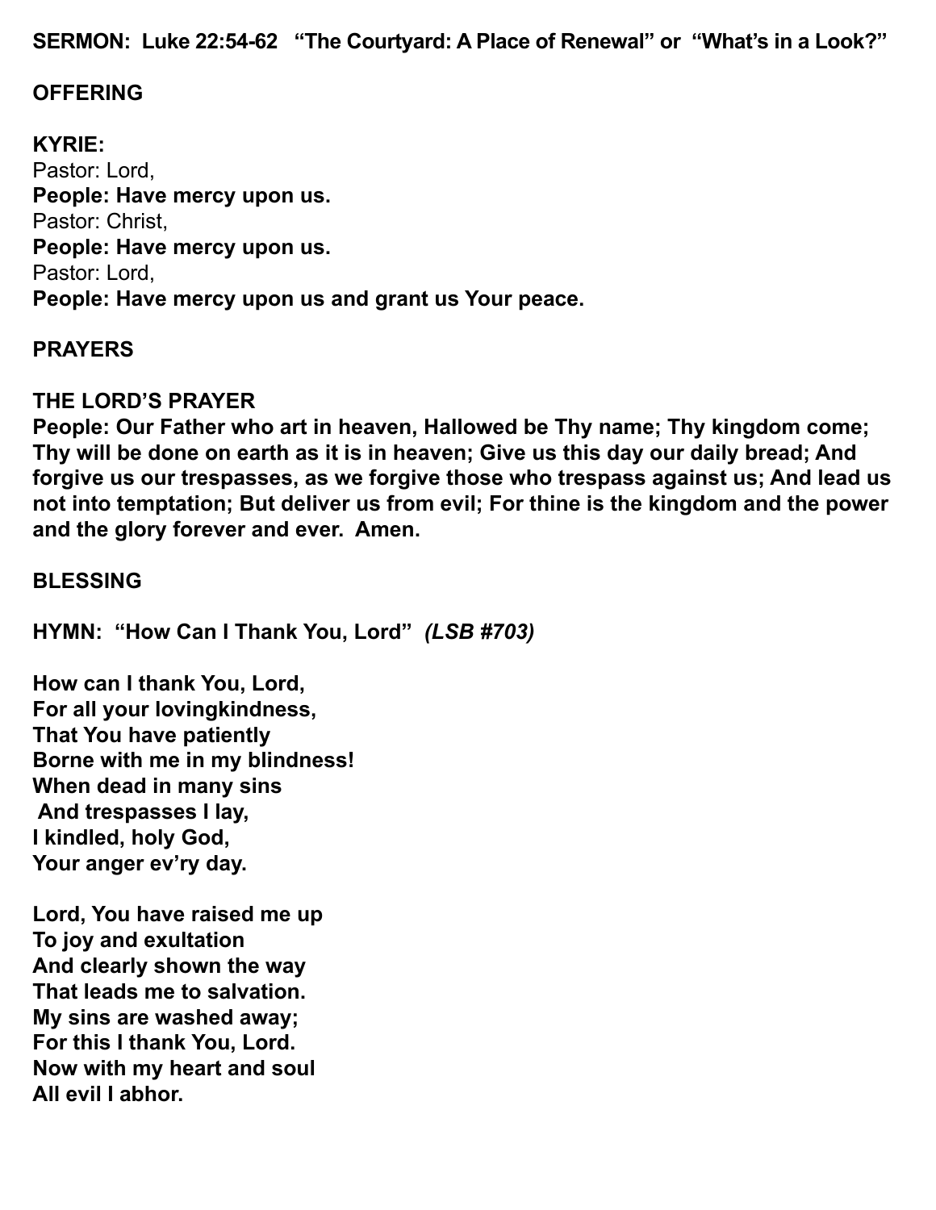**SERMON: Luke 22:54-62 "The Courtyard: A Place of Renewal" or "What's in a Look?"**

**OFFERING**

**KYRIE:**
Pastor: Lord,
**People: Have mercy upon us.**
Pastor: Christ,
**People: Have mercy upon us.**
Pastor: Lord,
**People: Have mercy upon us and grant us Your peace.**

**PRAYERS**

**THE LORD'S PRAYER**
**People: Our Father who art in heaven, Hallowed be Thy name; Thy kingdom come; Thy will be done on earth as it is in heaven; Give us this day our daily bread; And forgive us our trespasses, as we forgive those who trespass against us; And lead us not into temptation; But deliver us from evil; For thine is the kingdom and the power and the glory forever and ever. Amen.**

**BLESSING**

**HYMN: "How Can I Thank You, Lord"** ***(LSB #703)***

**How can I thank You, Lord,**
**For all your lovingkindness,**
**That You have patiently**
**Borne with me in my blindness!**
**When dead in many sins**
**And trespasses I lay,**
**I kindled, holy God,**
**Your anger ev'ry day.**

**Lord, You have raised me up**
**To joy and exultation**
**And clearly shown the way**
**That leads me to salvation.**
**My sins are washed away;**
**For this I thank You, Lord.**
**Now with my heart and soul**
**All evil I abhor.**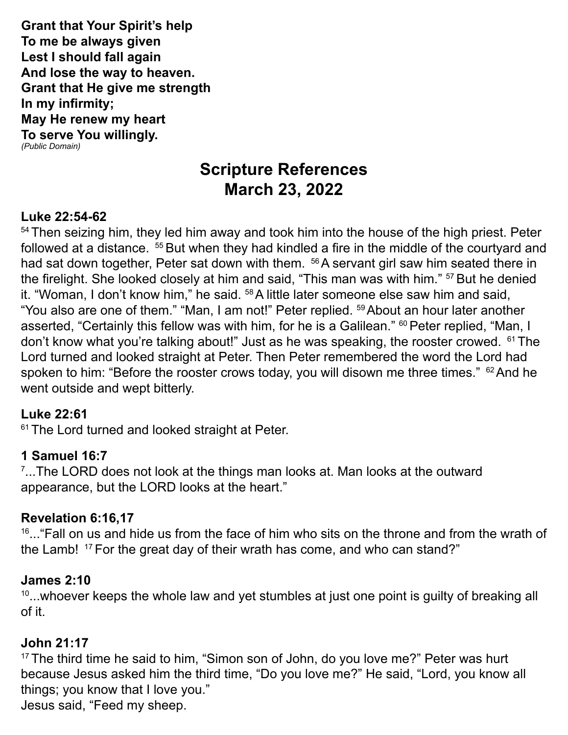**Grant that Your Spirit's help**
**To me be always given**
**Lest I should fall again**
**And lose the way to heaven.**
**Grant that He give me strength**
**In my infirmity;**
**May He renew my heart**
**To serve You willingly.**
*(Public Domain)*

# Scripture References
# March 23, 2022

**Luke 22:54-62**
54 Then seizing him, they led him away and took him into the house of the high priest. Peter followed at a distance. 55 But when they had kindled a fire in the middle of the courtyard and had sat down together, Peter sat down with them. 56 A servant girl saw him seated there in the firelight. She looked closely at him and said, "This man was with him." 57 But he denied it. "Woman, I don't know him," he said. 58 A little later someone else saw him and said, "You also are one of them." "Man, I am not!" Peter replied. 59 About an hour later another asserted, "Certainly this fellow was with him, for he is a Galilean." 60 Peter replied, "Man, I don't know what you're talking about!" Just as he was speaking, the rooster crowed. 61 The Lord turned and looked straight at Peter. Then Peter remembered the word the Lord had spoken to him: "Before the rooster crows today, you will disown me three times." 62 And he went outside and wept bitterly.

**Luke 22:61**
61 The Lord turned and looked straight at Peter.

**1 Samuel 16:7**
7...The LORD does not look at the things man looks at. Man looks at the outward appearance, but the LORD looks at the heart."

**Revelation 6:16,17**
16..."Fall on us and hide us from the face of him who sits on the throne and from the wrath of the Lamb! 17 For the great day of their wrath has come, and who can stand?"

**James 2:10**
10...whoever keeps the whole law and yet stumbles at just one point is guilty of breaking all of it.

**John 21:17**
17 The third time he said to him, "Simon son of John, do you love me?" Peter was hurt because Jesus asked him the third time, "Do you love me?" He said, "Lord, you know all things; you know that I love you."
Jesus said, "Feed my sheep.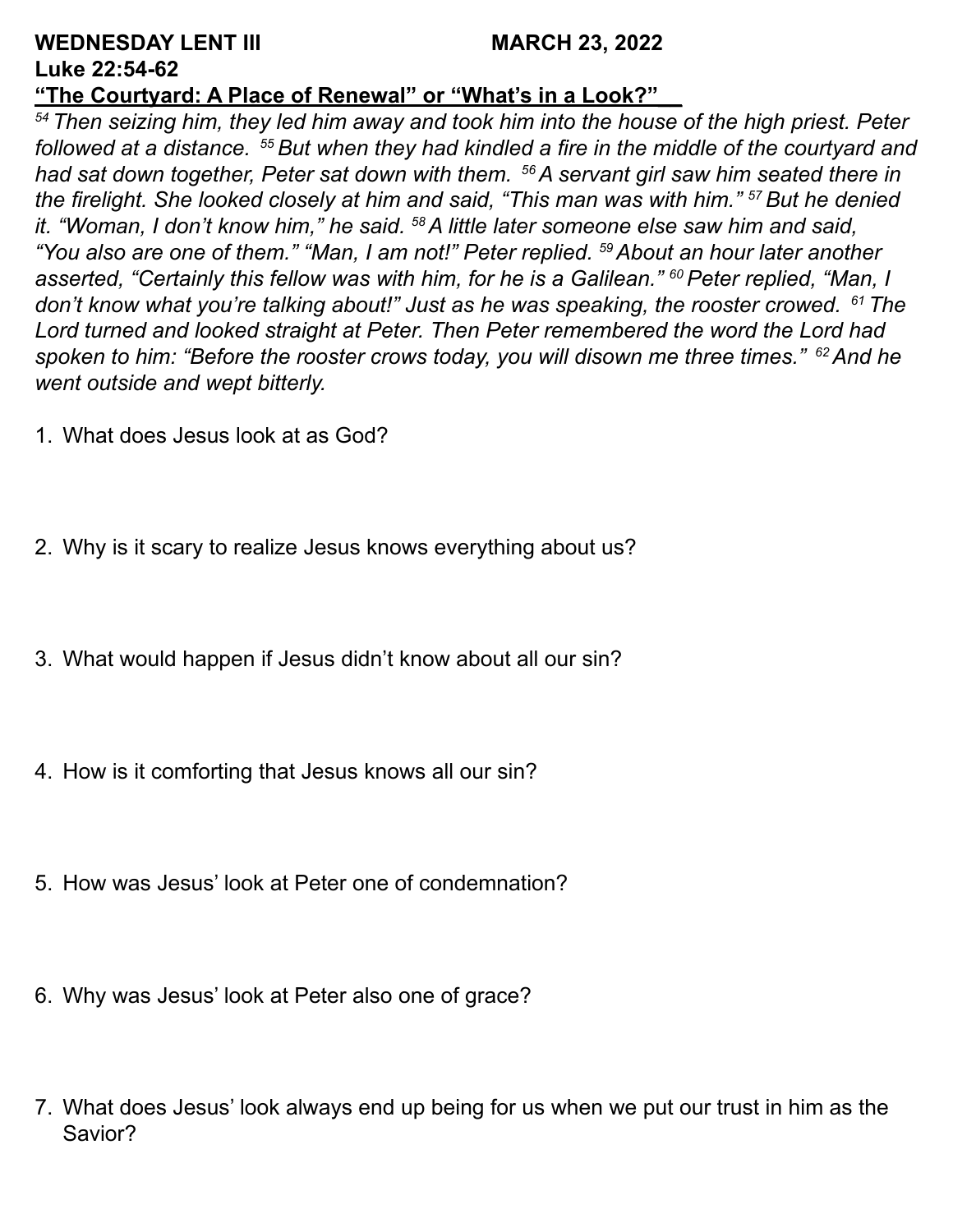**WEDNESDAY LENT III** **MARCH 23, 2022**

**Luke 22:54-62**

**<u>"The Courtyard: A Place of Renewal" or "What's in a Look?"</u>**

*[54] Then seizing him, they led him away and took him into the house of the high priest. Peter followed at a distance. [55] But when they had kindled a fire in the middle of the courtyard and had sat down together, Peter sat down with them. [56] A servant girl saw him seated there in the firelight. She looked closely at him and said, "This man was with him." [57] But he denied it. "Woman, I don't know him," he said. [58] A little later someone else saw him and said, "You also are one of them." "Man, I am not!" Peter replied. [59] About an hour later another asserted, "Certainly this fellow was with him, for he is a Galilean." [60] Peter replied, "Man, I don't know what you're talking about!" Just as he was speaking, the rooster crowed. [61] The Lord turned and looked straight at Peter. Then Peter remembered the word the Lord had spoken to him: "Before the rooster crows today, you will disown me three times." [62] And he went outside and wept bitterly.*

1. What does Jesus look at as God?

2. Why is it scary to realize Jesus knows everything about us?

3. What would happen if Jesus didn't know about all our sin?

4. How is it comforting that Jesus knows all our sin?

5. How was Jesus' look at Peter one of condemnation?

6. Why was Jesus' look at Peter also one of grace?

7. What does Jesus' look always end up being for us when we put our trust in him as the Savior?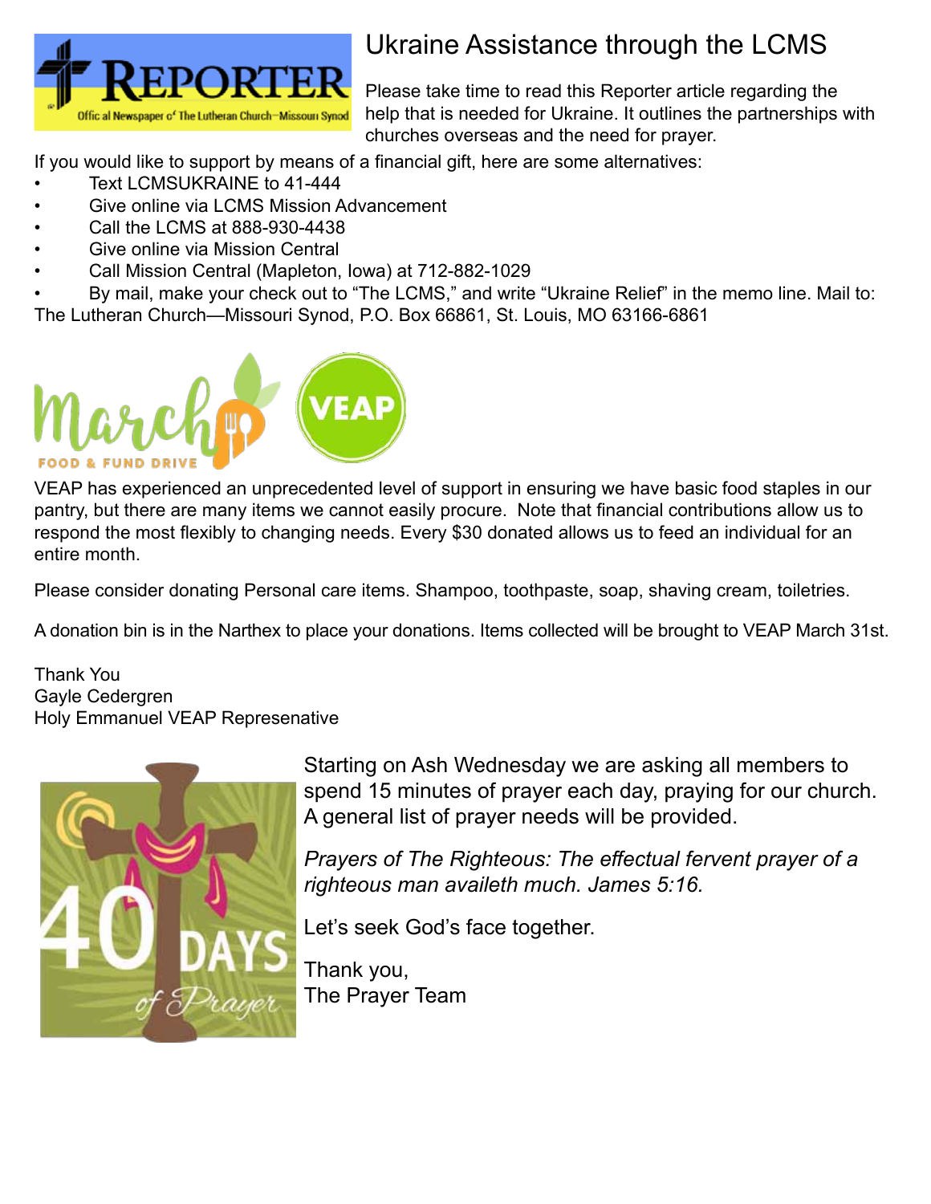## Ukraine Assistance through the LCMS

Please take time to read this Reporter article regarding the help that is needed for Ukraine. It outlines the partnerships with churches overseas and the need for prayer.

If you would like to support by means of a financial gift, here are some alternatives:

- Text LCMSUKRAINE to 41-444
- Give online via LCMS Mission Advancement
- Call the LCMS at 888-930-4438
- Give online via Mission Central
- Call Mission Central (Mapleton, Iowa) at 712-882-1029
- By mail, make your check out to "The LCMS," and write "Ukraine Relief" in the memo line. Mail to: The Lutheran Church—Missouri Synod, P.O. Box 66861, St. Louis, MO 63166-6861

## March Food & Fund Drive — VEAP

VEAP has experienced an unprecedented level of support in ensuring we have basic food staples in our pantry, but there are many items we cannot easily procure. Note that financial contributions allow us to respond the most flexibly to changing needs. Every $30 donated allows us to feed an individual for an entire month.

Please consider donating Personal care items. Shampoo, toothpaste, soap, shaving cream, toiletries.

A donation bin is in the Narthex to place your donations. Items collected will be brought to VEAP March 31st.

Thank You
Gayle Cedergren
Holy Emmanuel VEAP Represenative

## 40 Days of Prayer

Starting on Ash Wednesday we are asking all members to spend 15 minutes of prayer each day, praying for our church. A general list of prayer needs will be provided.

*Prayers of The Righteous: The effectual fervent prayer of a righteous man availeth much. James 5:16.*

Let's seek God's face together.

Thank you,
The Prayer Team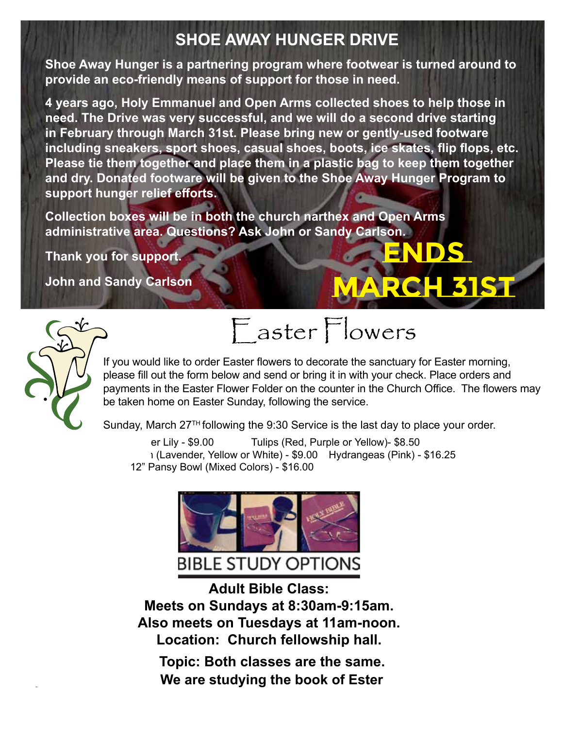## SHOE AWAY HUNGER DRIVE

**Shoe Away Hunger is a partnering program where footwear is turned around to provide an eco-friendly means of support for those in need.**

**4 years ago, Holy Emmanuel and Open Arms collected shoes to help those in need. The Drive was very successful, and we will do a second drive starting in February through March 31st. Please bring new or gently-used footware including sneakers, sport shoes, casual shoes, boots, ice skates, flip flops, etc. Please tie them together and place them in a plastic bag to keep them together and dry. Donated footware will be given to the Shoe Away Hunger Program to support hunger relief efforts.**

**Collection boxes will be in both the church narthex and Open Arms administrative area. Questions? Ask John or Sandy Carlson.**

**Thank you for support.**

**John and Sandy Carlson**

**ENDS MARCH 31ST**

# Easter Flowers

If you would like to order Easter flowers to decorate the sanctuary for Easter morning, please fill out the form below and send or bring it in with your check. Place orders and payments in the Easter Flower Folder on the counter in the Church Office. The flowers may be taken home on Easter Sunday, following the service.

Sunday, March 27TH following the 9:30 Service is the last day to place your order.

er Lily - $9.00 Tulips (Red, Purple or Yellow)- $8.50
ı (Lavender, Yellow or White) - $9.00 Hydrangeas (Pink) - $16.25
12" Pansy Bowl (Mixed Colors) - $16.00

BIBLE STUDY OPTIONS

**Adult Bible Class:**
**Meets on Sundays at 8:30am-9:15am.**
**Also meets on Tuesdays at 11am-noon.**
**Location: Church fellowship hall.**

**Topic: Both classes are the same.**
**We are studying the book of Ester**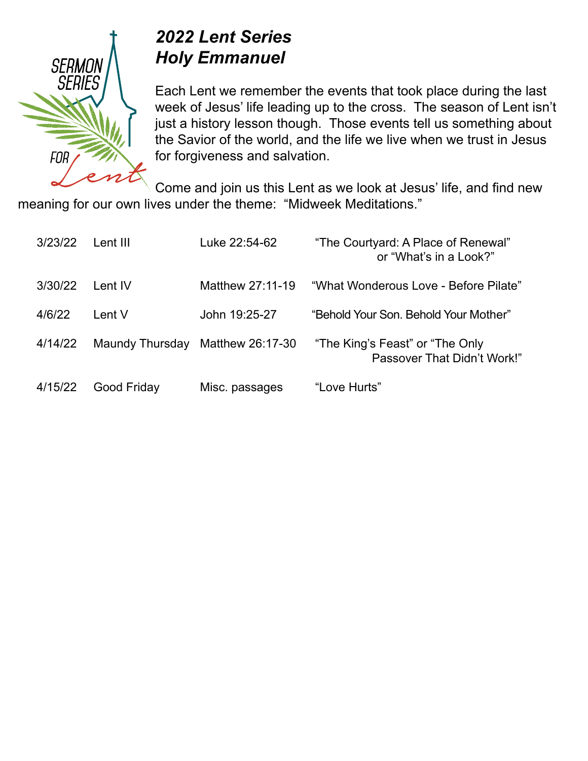## *2022 Lent Series*
## *Holy Emmanuel*

SERMON SERIES FOR Lent

Each Lent we remember the events that took place during the last week of Jesus' life leading up to the cross. The season of Lent isn't just a history lesson though. Those events tell us something about the Savior of the world, and the life we live when we trust in Jesus for forgiveness and salvation.

Come and join us this Lent as we look at Jesus' life, and find new meaning for our own lives under the theme: "Midweek Meditations."

| | | | |
|---|---|---|---|
| 3/23/22 | Lent III | Luke 22:54-62 | "The Courtyard: A Place of Renewal" or "What's in a Look?" |
| 3/30/22 | Lent IV | Matthew 27:11-19 | "What Wonderous Love - Before Pilate" |
| 4/6/22 | Lent V | John 19:25-27 | "Behold Your Son. Behold Your Mother" |
| 4/14/22 | Maundy Thursday | Matthew 26:17-30 | "The King's Feast" or "The Only Passover That Didn't Work!" |
| 4/15/22 | Good Friday | Misc. passages | "Love Hurts" |